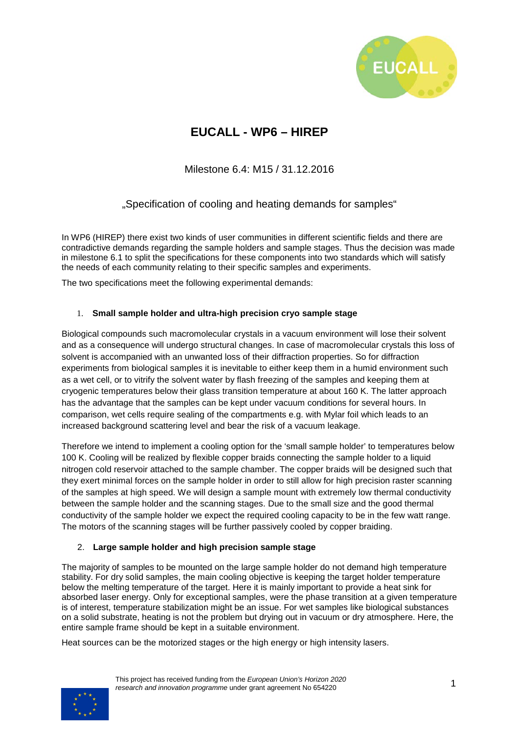# EUCALL - WP6 – HIREP

Milestone 6.4: M15 / 31.12.2016

„Specification of cooling and heating demands for samples"

In WP6 (HIREP) there exist two kinds of user communities in different scientific fields and there are contradictive demands regarding the sample holders and sample stages. Thus the decision was made in milestone 6.1 to split the specifications for these components into two standards which will satisfy the needs of each community relating to their specific samples and experiments.

The two specifications meet the following experimental demands:

1. **Small sample holder and ultra-high precision cryo sample stage**

Biological compounds such macromolecular crystals in a vacuum environment will lose their solvent and as a consequence will undergo structural changes. In case of macromolecular crystals this loss of solvent is accompanied with an unwanted loss of their diffraction properties. So for diffraction experiments from biological samples it is inevitable to either keep them in a humid environment such as a wet cell, or to vitrify the solvent water by flash freezing of the samples and keeping them at cryogenic temperatures below their glass transition temperature at about 160 K. The latter approach has the advantage that the samples can be kept under vacuum conditions for several hours. In comparison, wet cells require sealing of the compartments e.g. with Mylar foil which leads to an increased background scattering level and bear the risk of a vacuum leakage.

Therefore we intend to implement a cooling option for the 'small sample holder' to temperatures below 100 K. Cooling will be realized by flexible copper braids connecting the sample holder to a liquid nitrogen cold reservoir attached to the sample chamber. The copper braids will be designed such that they exert minimal forces on the sample holder in order to still allow for high precision raster scanning of the samples at high speed. We will design a sample mount with extremely low thermal conductivity between the sample holder and the scanning stages. Due to the small size and the good thermal conductivity of the sample holder we expect the required cooling capacity to be in the few watt range. The motors of the scanning stages will be further passively cooled by copper braiding.

2. **Large sample holder and high precision sample stage**

The majority of samples to be mounted on the large sample holder do not demand high temperature stability. For dry solid samples, the main cooling objective is keeping the target holder temperature below the melting temperature of the target. Here it is mainly important to provide a heat sink for absorbed laser energy. Only for exceptional samples, were the phase transition at a given temperature is of interest, temperature stabilization might be an issue. For wet samples like biological substances on a solid substrate, heating is not the problem but drying out in vacuum or dry atmosphere. Here, the entire sample frame should be kept in a suitable environment.

Heat sources can be the motorized stages or the high energy or high intensity lasers.

This project has received funding from the *European Union's Horizon 2020 research and innovation programme* under grant agreement No 654220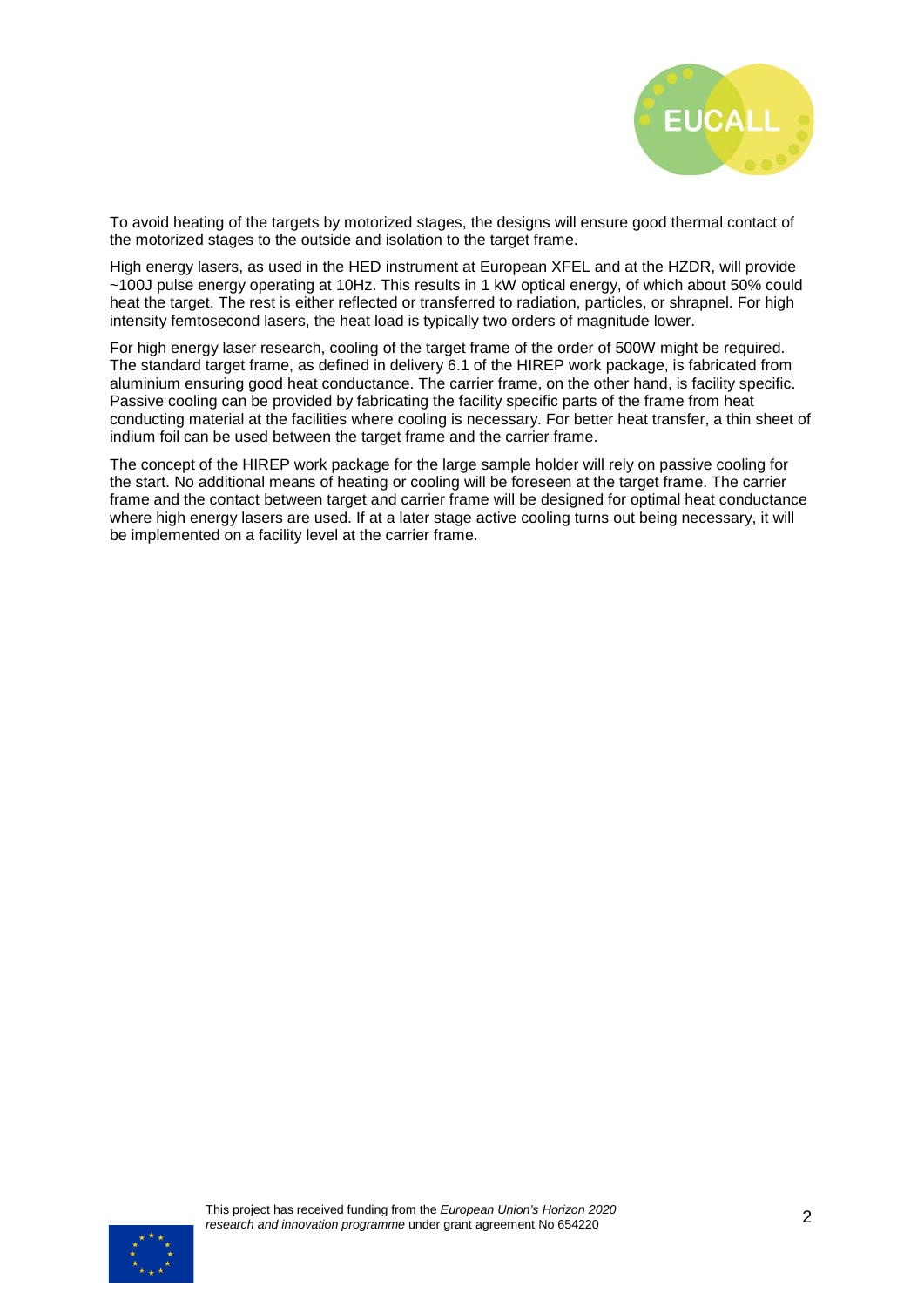To avoid heating of the targets by motorized stages, the designs will ensure good thermal contact of the motorized stages to the outside and isolation to the target frame.

High energy lasers, as used in the HED instrument at European XFEL and at the HZDR, will provide ~100J pulse energy operating at 10Hz. This results in 1 kW optical energy, of which about 50% could heat the target. The rest is either reflected or transferred to radiation, particles, or shrapnel. For high intensity femtosecond lasers, the heat load is typically two orders of magnitude lower.

For high energy laser research, cooling of the target frame of the order of 500W might be required. The standard target frame, as defined in delivery 6.1 of the HIREP work package, is fabricated from aluminium ensuring good heat conductance. The carrier frame, on the other hand, is facility specific. Passive cooling can be provided by fabricating the facility specific parts of the frame from heat conducting material at the facilities where cooling is necessary. For better heat transfer, a thin sheet of indium foil can be used between the target frame and the carrier frame.

The concept of the HIREP work package for the large sample holder will rely on passive cooling for the start. No additional means of heating or cooling will be foreseen at the target frame. The carrier frame and the contact between target and carrier frame will be designed for optimal heat conductance where high energy lasers are used. If at a later stage active cooling turns out being necessary, it will be implemented on a facility level at the carrier frame.

This project has received funding from the *European Union's Horizon 2020 research and innovation programme* under grant agreement No 654220